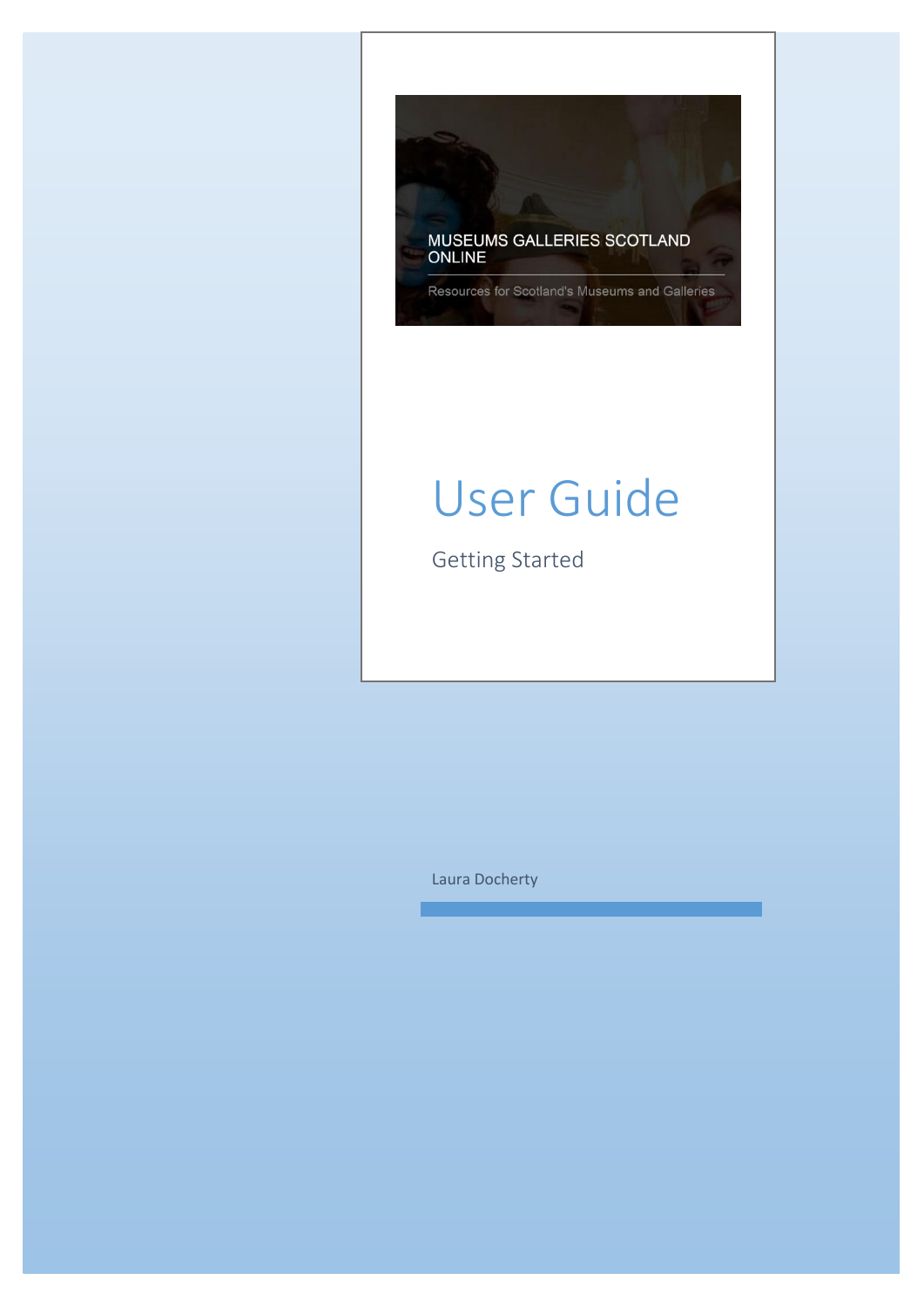MUSEUMS GALLERIES SCOTLAND ONLINE

Resources for Scotland's Museums and Galleries

# User Guide

Getting Started

Laura Docherty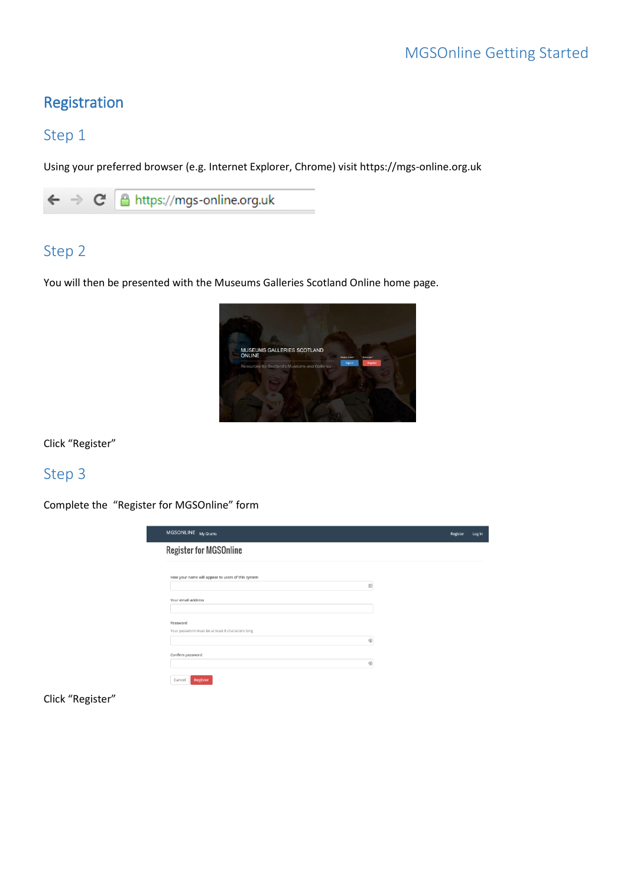## Registration

### Step 1

Using your preferred browser (e.g. Internet Explorer, Chrome) visit https://mgs-online.org.uk

### Step 2

You will then be presented with the Museums Galleries Scotland Online home page.

Click “Register”

### Step 3

Complete the “Register for MGSOnline” form

Click “Register”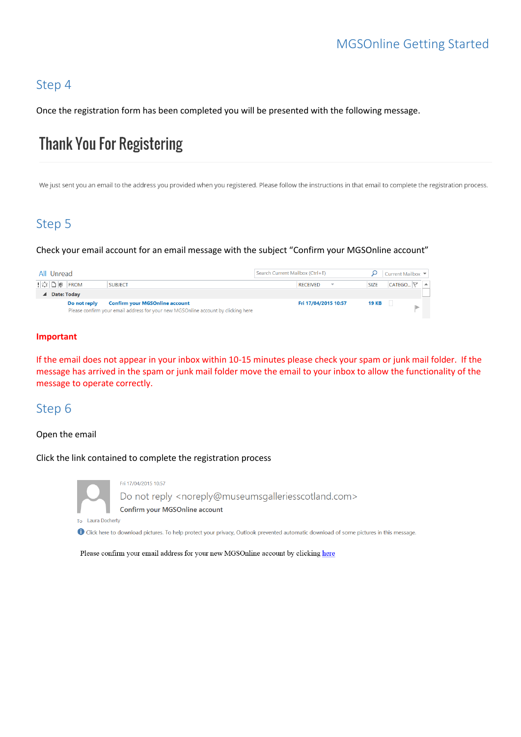## Step 4

Once the registration form has been completed you will be presented with the following message.

# Thank You For Registering

We just sent you an email to the address you provided when you registered. Please follow the instructions in that email to complete the registration process.

## Step 5

Check your email account for an email message with the subject "Confirm your MGSOnline account"

All Unread | Search Current Mailbox (Ctrl+E) | Current Mailbox

| FROM | SUBJECT | RECEIVED | SIZE | CATEGO... |
|---|---|---|---|---|
| **Date: Today** | | | | |
| **Do not reply** | **Confirm your MGSOnline account** Please confirm your email address for your new MGSOnline account by clicking here | **Fri 17/04/2015 10:57** | **19 KB** | |

**Important**

If the email does not appear in your inbox within 10-15 minutes please check your spam or junk mail folder. If the message has arrived in the spam or junk mail folder move the email to your inbox to allow the functionality of the message to operate correctly.

## Step 6

Open the email

Click the link contained to complete the registration process

Fri 17/04/2015 10:57

Do not reply <noreply@museumsgalleriesscotland.com>

**Confirm your MGSOnline account**

To Laura Docherty

Click here to download pictures. To help protect your privacy, Outlook prevented automatic download of some pictures in this message.

Please confirm your email address for your new MGSOnline account by clicking here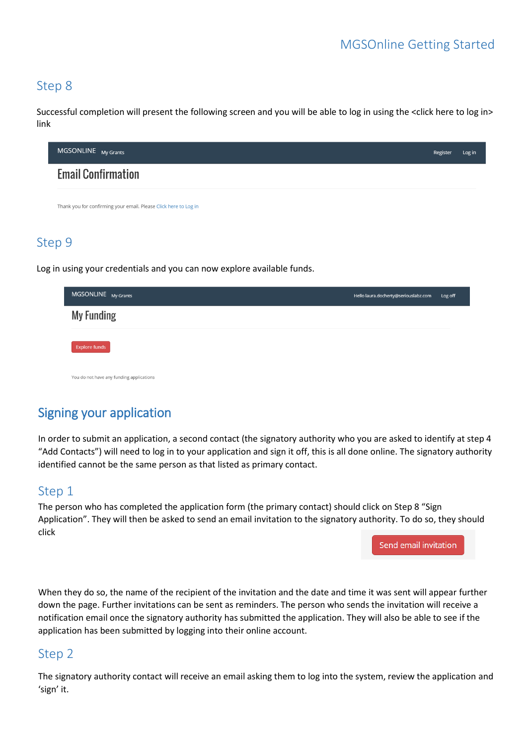## Step 8

Successful completion will present the following screen and you will be able to log in using the <click here to log in> link

MGSONLINE My Grants Register Log in

Email Confirmation

Thank you for confirming your email. Please Click here to Log in

## Step 9

Log in using your credentials and you can now explore available funds.

MGSONLINE My Grants Hello laura.docherty@seriouslabz.com Log off

My Funding

Explore funds

You do not have any funding applications

# Signing your application

In order to submit an application, a second contact (the signatory authority who you are asked to identify at step 4 "Add Contacts") will need to log in to your application and sign it off, this is all done online. The signatory authority identified cannot be the same person as that listed as primary contact.

## Step 1

The person who has completed the application form (the primary contact) should click on Step 8 "Sign Application". They will then be asked to send an email invitation to the signatory authority. To do so, they should click

Send email invitation

When they do so, the name of the recipient of the invitation and the date and time it was sent will appear further down the page. Further invitations can be sent as reminders. The person who sends the invitation will receive a notification email once the signatory authority has submitted the application. They will also be able to see if the application has been submitted by logging into their online account.

## Step 2

The signatory authority contact will receive an email asking them to log into the system, review the application and 'sign' it.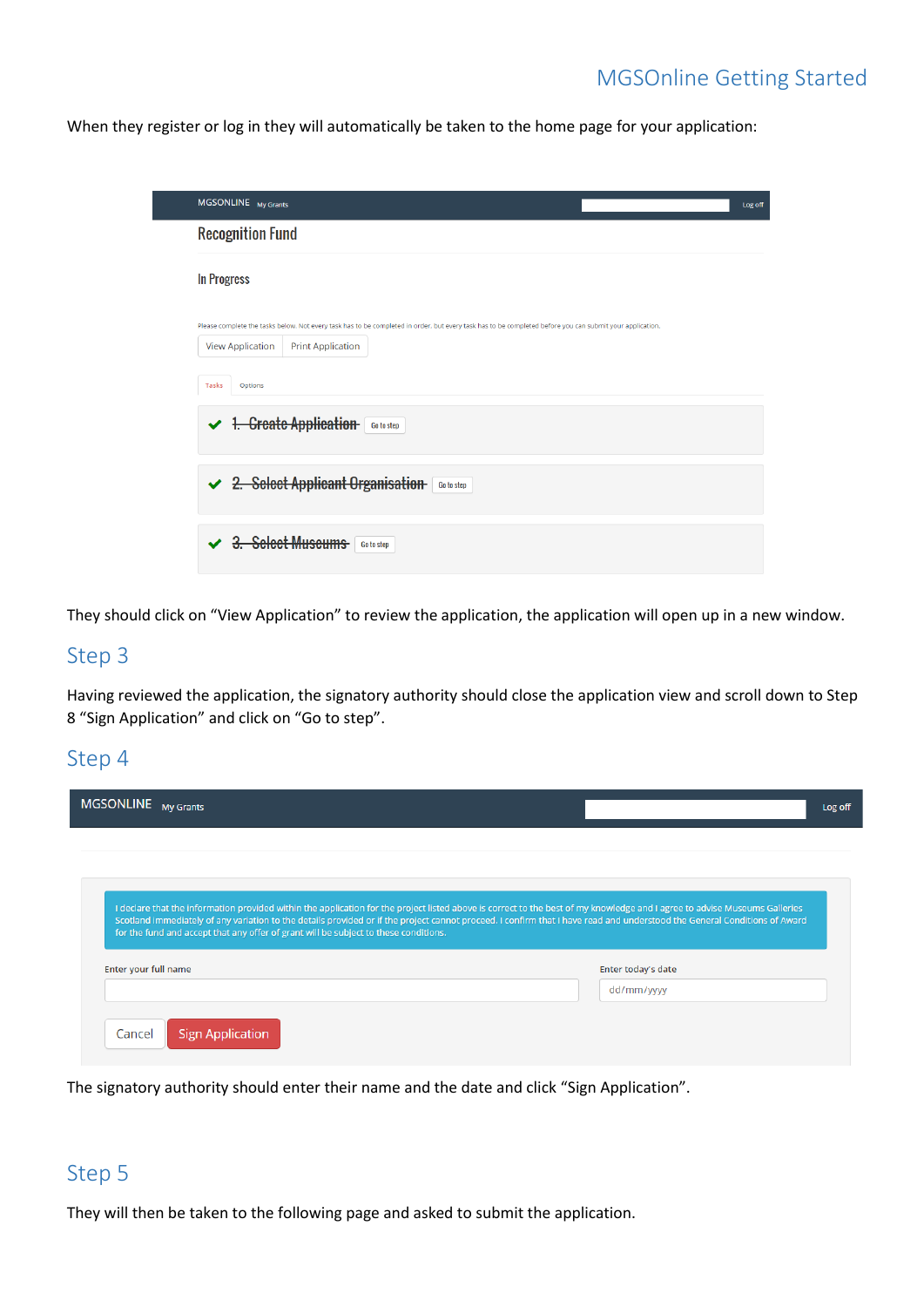When they register or log in they will automatically be taken to the home page for your application:

They should click on “View Application” to review the application, the application will open up in a new window.

## Step 3

Having reviewed the application, the signatory authority should close the application view and scroll down to Step 8 “Sign Application” and click on “Go to step”.

## Step 4

The signatory authority should enter their name and the date and click “Sign Application”.

## Step 5

They will then be taken to the following page and asked to submit the application.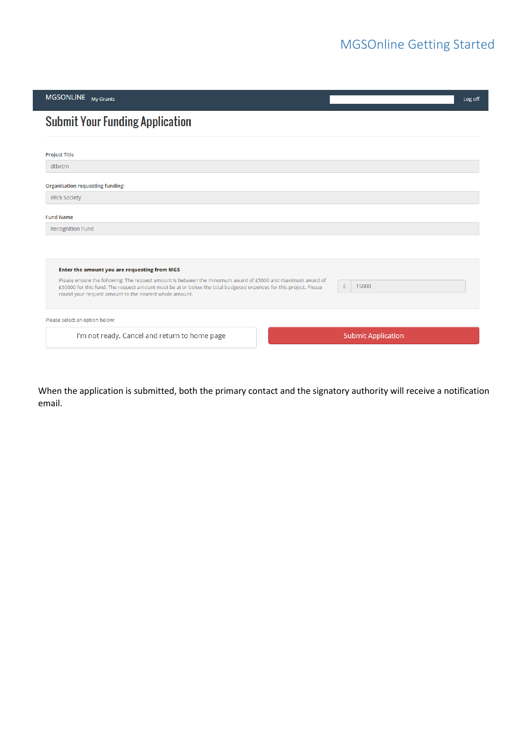MGSONLINE My Grants Log off

# Submit Your Funding Application

**Project Title**

dtbvtrn

**Organisation requesting funding:**

Wick Society

**Fund Name**

Recognition Fund

**Enter the amount you are requesting from MGS**

Please ensure the following: The request amount is between the minumum award of £5000 and maximum award of £60000 for this fund. The request amount must be at or below the total budgeted expenses for this project. Please round your request amount to the nearest whole amount.

£ 15000

Please select an option below:

I'm not ready. Cancel and return to home page

Submit Application

When the application is submitted, both the primary contact and the signatory authority will receive a notification email.